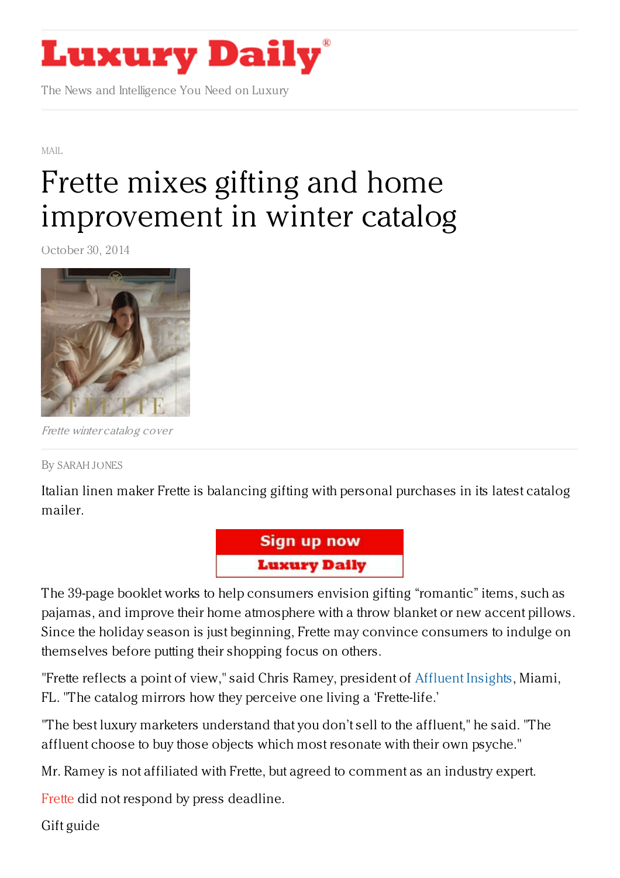# Luxury Daily

The News and Intelligence You Need on Luxury

MAIL

# Frette mixes gifting and home improvement in winter catalog

October 30, 2014

*Frette winter catalog cover*

By SARAH JONES

Italian linen maker Frette is balancing gifting with personal purchases in its latest catalog mailer.

The 39-page booklet works to help consumers envision gifting "romantic" items, such as pajamas, and improve their home atmosphere with a throw blanket or new accent pillows. Since the holiday season is just beginning, Frette may convince consumers to indulge on themselves before putting their shopping focus on others.

"Frette reflects a point of view," said Chris Ramey, president of Affluent Insights, Miami, FL. "The catalog mirrors how they perceive one living a 'Frette-life.'

"The best luxury marketers understand that you don't sell to the affluent," he said. "The affluent choose to buy those objects which most resonate with their own psyche."

Mr. Ramey is not affiliated with Frette, but agreed to comment as an industry expert.

Frette did not respond by press deadline.

Gift guide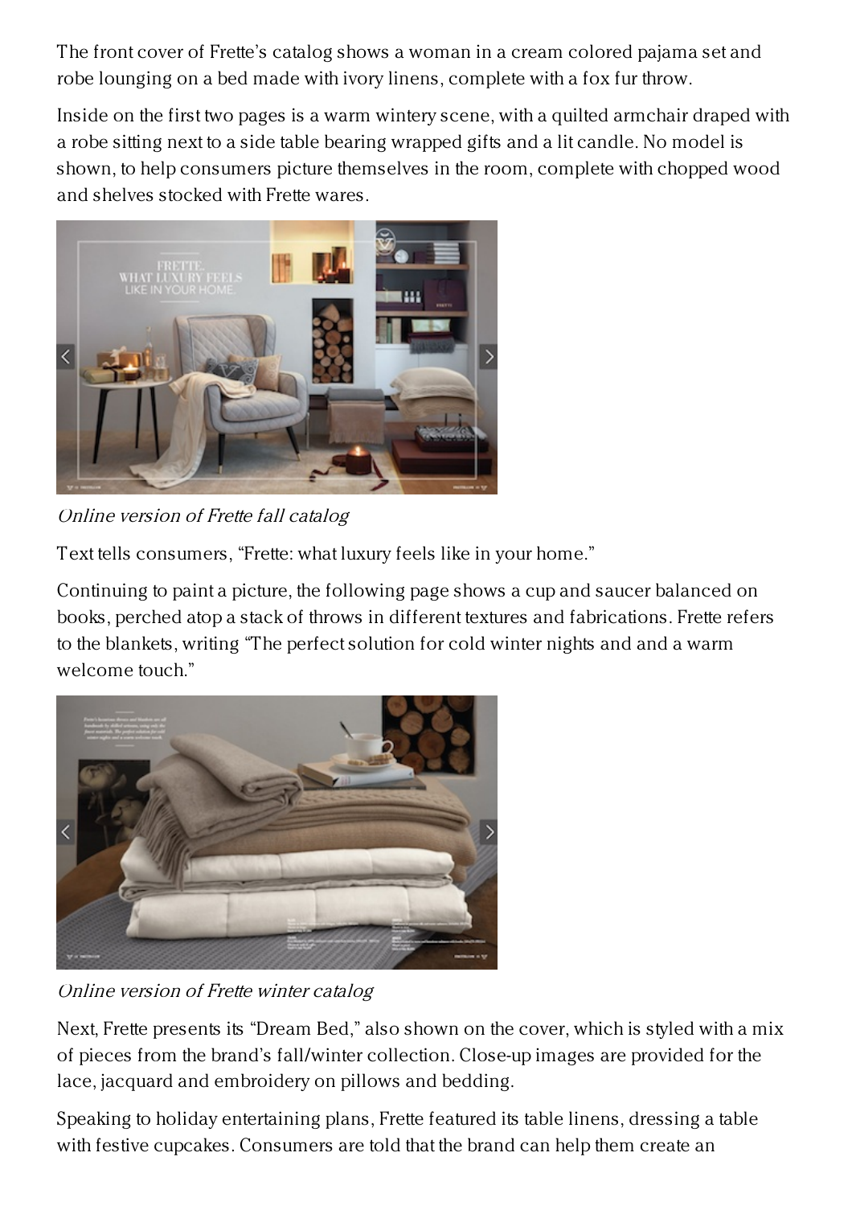The front cover of Frette's catalog shows a woman in a cream colored pajama set and robe lounging on a bed made with ivory linens, complete with a fox fur throw.

Inside on the first two pages is a warm wintery scene, with a quilted armchair draped with a robe sitting next to a side table bearing wrapped gifts and a lit candle. No model is shown, to help consumers picture themselves in the room, complete with chopped wood and shelves stocked with Frette wares.

*Online version of Frette fall catalog*

Text tells consumers, "Frette: what luxury feels like in your home."

Continuing to paint a picture, the following page shows a cup and saucer balanced on books, perched atop a stack of throws in different textures and fabrications. Frette refers to the blankets, writing "The perfect solution for cold winter nights and and a warm welcome touch."

*Online version of Frette winter catalog*

Next, Frette presents its "Dream Bed," also shown on the cover, which is styled with a mix of pieces from the brand's fall/winter collection. Close-up images are provided for the lace, jacquard and embroidery on pillows and bedding.

Speaking to holiday entertaining plans, Frette featured its table linens, dressing a table with festive cupcakes. Consumers are told that the brand can help them create an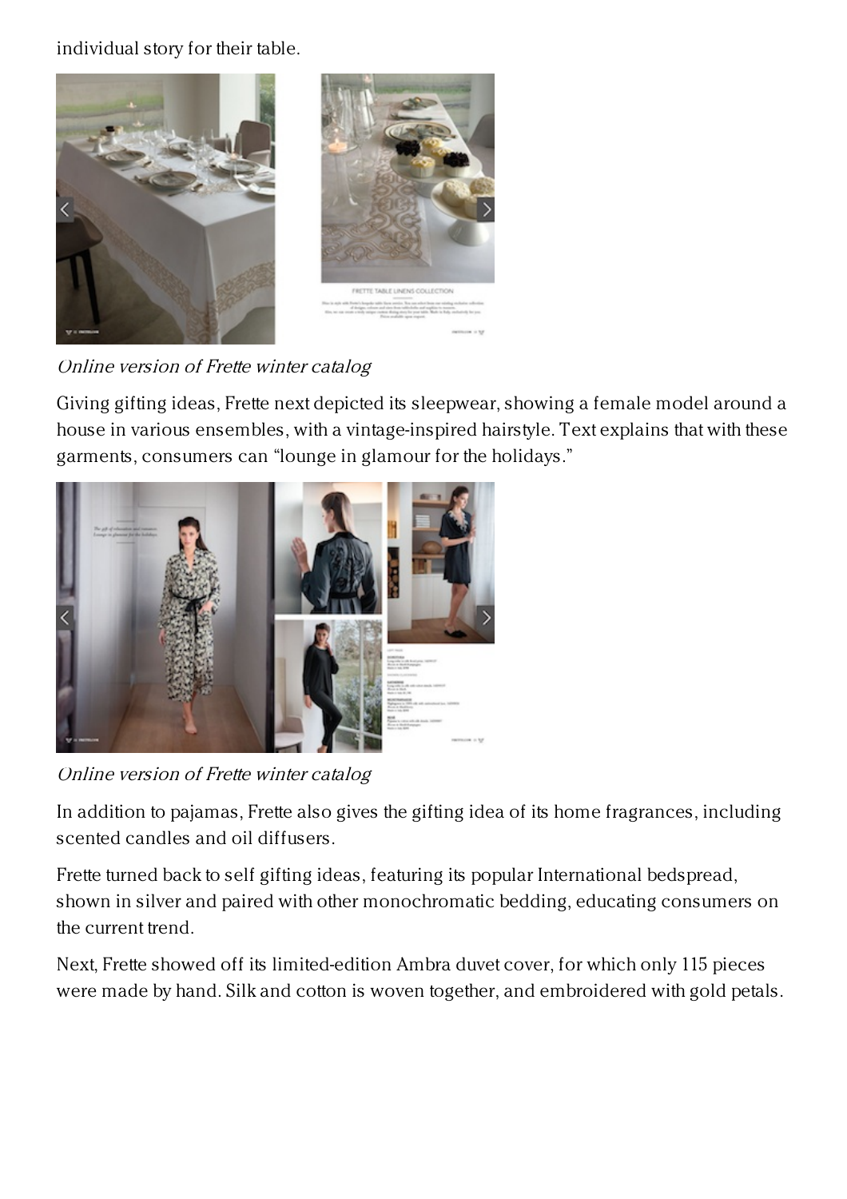individual story for their table.

*Online version of Frette winter catalog*

Giving gifting ideas, Frette next depicted its sleepwear, showing a female model around a house in various ensembles, with a vintage-inspired hairstyle. Text explains that with these garments, consumers can "lounge in glamour for the holidays."

*Online version of Frette winter catalog*

In addition to pajamas, Frette also gives the gifting idea of its home fragrances, including scented candles and oil diffusers.

Frette turned back to self gifting ideas, featuring its popular International bedspread, shown in silver and paired with other monochromatic bedding, educating consumers on the current trend.

Next, Frette showed off its limited-edition Ambra duvet cover, for which only 115 pieces were made by hand. Silk and cotton is woven together, and embroidered with gold petals.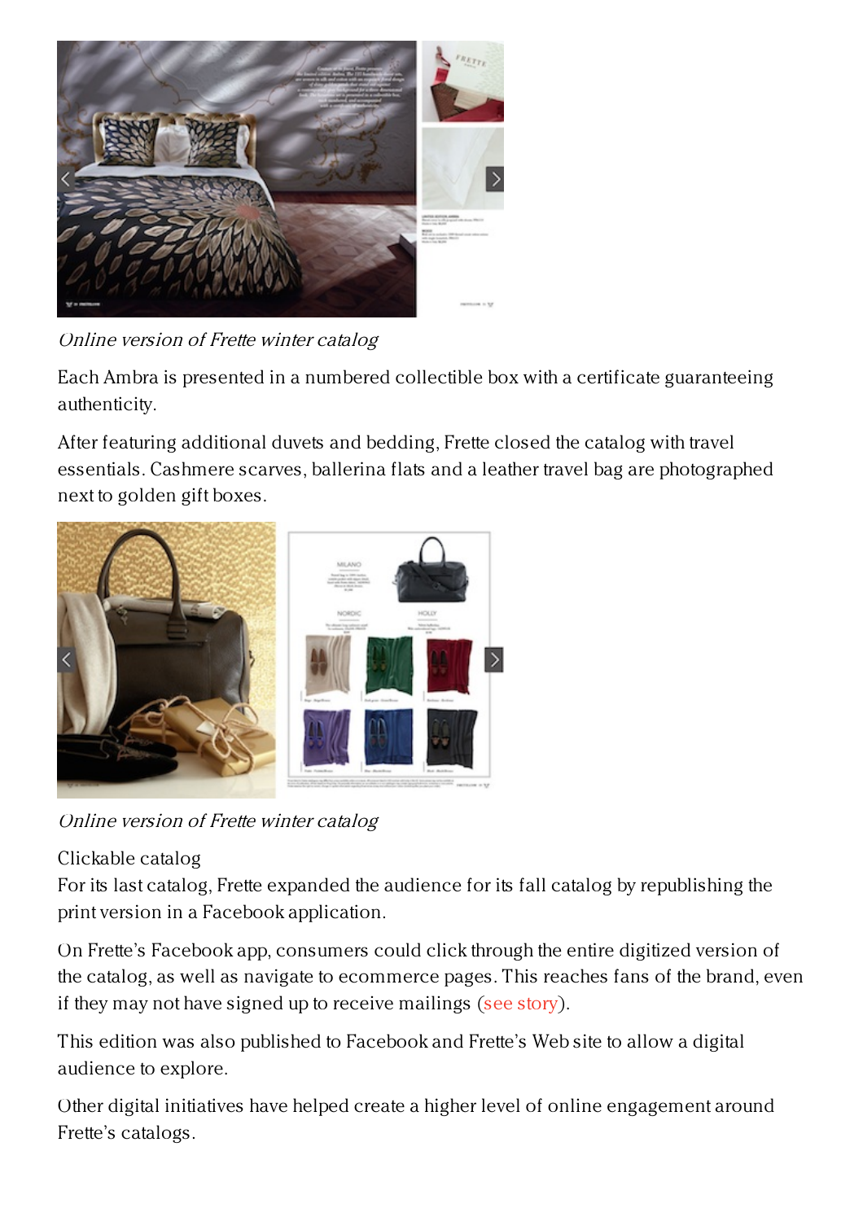*Online version of Frette winter catalog*

Each Ambra is presented in a numbered collectible box with a certificate guaranteeing authenticity.

After featuring additional duvets and bedding, Frette closed the catalog with travel essentials. Cashmere scarves, ballerina flats and a leather travel bag are photographed next to golden gift boxes.

*Online version of Frette winter catalog*

Clickable catalog

For its last catalog, Frette expanded the audience for its fall catalog by republishing the print version in a Facebook application.

On Frette's Facebook app, consumers could click through the entire digitized version of the catalog, as well as navigate to ecommerce pages. This reaches fans of the brand, even if they may not have signed up to receive mailings (see story).

This edition was also published to Facebook and Frette's Web site to allow a digital audience to explore.

Other digital initiatives have helped create a higher level of online engagement around Frette's catalogs.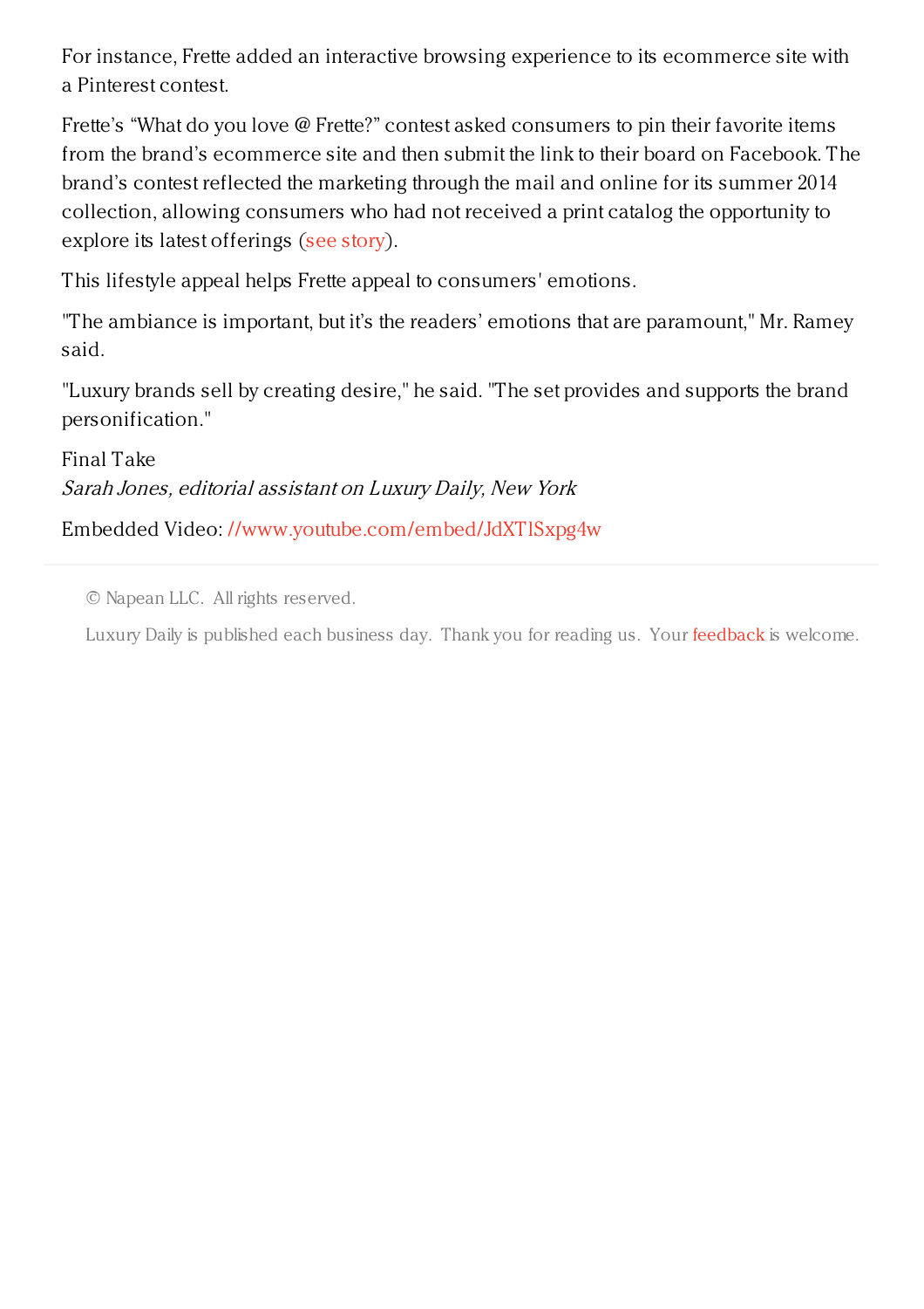For instance, Frette added an interactive browsing experience to its ecommerce site with a Pinterest contest.

Frette's "What do you love @ Frette?" contest asked consumers to pin their favorite items from the brand's ecommerce site and then submit the link to their board on Facebook. The brand's contest reflected the marketing through the mail and online for its summer 2014 collection, allowing consumers who had not received a print catalog the opportunity to explore its latest offerings (see story).

This lifestyle appeal helps Frette appeal to consumers' emotions.

"The ambiance is important, but it's the readers' emotions that are paramount," Mr. Ramey said.

"Luxury brands sell by creating desire," he said. "The set provides and supports the brand personification."

Final Take
*Sarah Jones, editorial assistant on Luxury Daily, New York*

Embedded Video: //www.youtube.com/embed/JdXT1Sxpg4w

© Napean LLC. All rights reserved.

Luxury Daily is published each business day. Thank you for reading us. Your feedback is welcome.